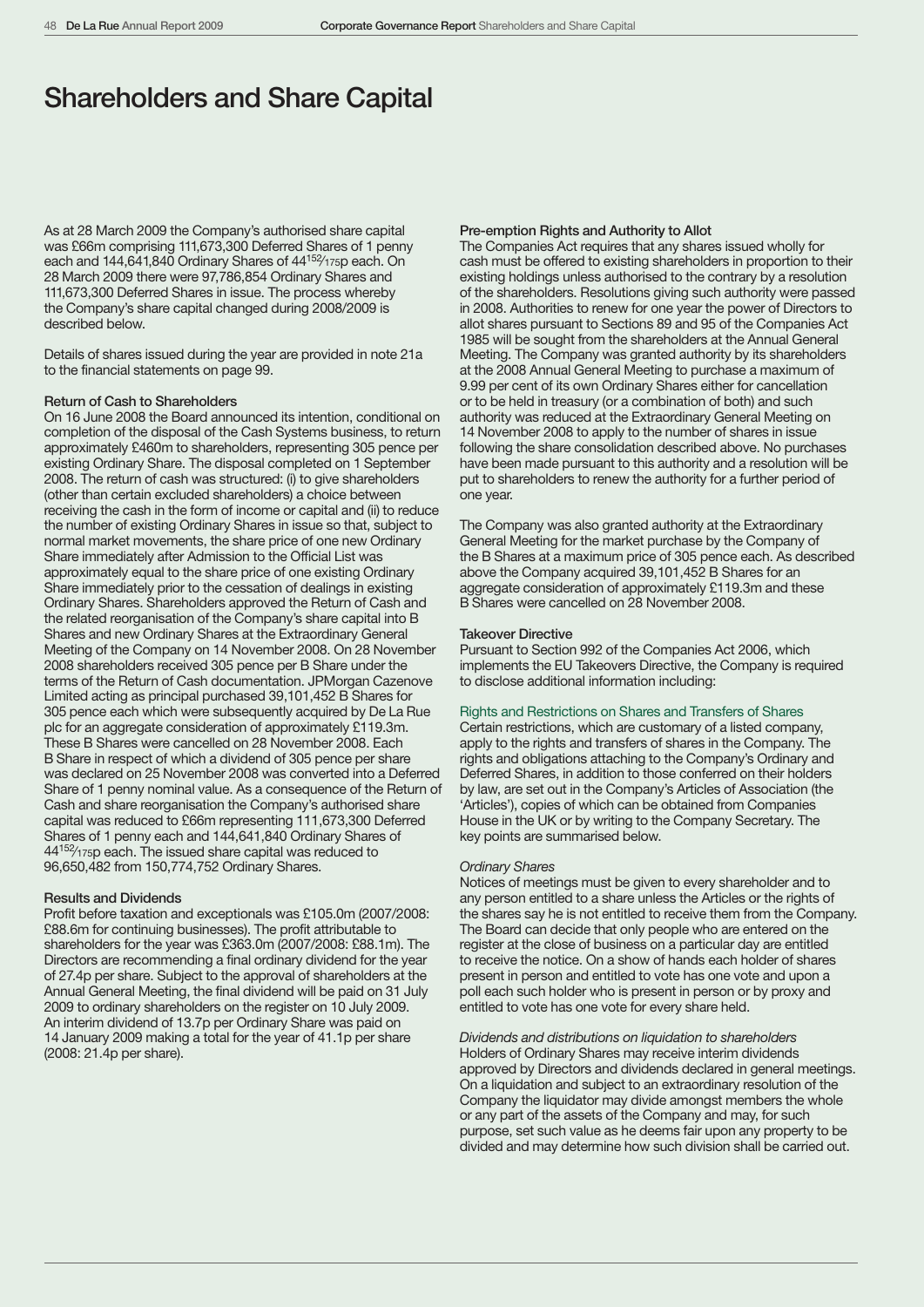# Shareholders and Share Capital

As at 28 March 2009 the Company's authorised share capital was £66m comprising 111,673,300 Deferred Shares of 1 penny each and 144,641,840 Ordinary Shares of $44\frac{152}{175}$p each. On 28 March 2009 there were 97,786,854 Ordinary Shares and 111,673,300 Deferred Shares in issue. The process whereby the Company's share capital changed during 2008/2009 is described below.

Details of shares issued during the year are provided in note 21a to the financial statements on page 99.

### Return of Cash to Shareholders

On 16 June 2008 the Board announced its intention, conditional on completion of the disposal of the Cash Systems business, to return approximately £460m to shareholders, representing 305 pence per existing Ordinary Share. The disposal completed on 1 September 2008. The return of cash was structured: (i) to give shareholders (other than certain excluded shareholders) a choice between receiving the cash in the form of income or capital and (ii) to reduce the number of existing Ordinary Shares in issue so that, subject to normal market movements, the share price of one new Ordinary Share immediately after Admission to the Official List was approximately equal to the share price of one existing Ordinary Share immediately prior to the cessation of dealings in existing Ordinary Shares. Shareholders approved the Return of Cash and the related reorganisation of the Company's share capital into B Shares and new Ordinary Shares at the Extraordinary General Meeting of the Company on 14 November 2008. On 28 November 2008 shareholders received 305 pence per B Share under the terms of the Return of Cash documentation. JPMorgan Cazenove Limited acting as principal purchased 39,101,452 B Shares for 305 pence each which were subsequently acquired by De La Rue plc for an aggregate consideration of approximately £119.3m. These B Shares were cancelled on 28 November 2008. Each B Share in respect of which a dividend of 305 pence per share was declared on 25 November 2008 was converted into a Deferred Share of 1 penny nominal value. As a consequence of the Return of Cash and share reorganisation the Company's authorised share capital was reduced to £66m representing 111,673,300 Deferred Shares of 1 penny each and 144,641,840 Ordinary Shares of $44\frac{152}{175}$p each. The issued share capital was reduced to 96,650,482 from 150,774,752 Ordinary Shares.

### Results and Dividends

Profit before taxation and exceptionals was £105.0m (2007/2008: £88.6m for continuing businesses). The profit attributable to shareholders for the year was £363.0m (2007/2008: £88.1m). The Directors are recommending a final ordinary dividend for the year of 27.4p per share. Subject to the approval of shareholders at the Annual General Meeting, the final dividend will be paid on 31 July 2009 to ordinary shareholders on the register on 10 July 2009. An interim dividend of 13.7p per Ordinary Share was paid on 14 January 2009 making a total for the year of 41.1p per share (2008: 21.4p per share).

### Pre-emption Rights and Authority to Allot

The Companies Act requires that any shares issued wholly for cash must be offered to existing shareholders in proportion to their existing holdings unless authorised to the contrary by a resolution of the shareholders. Resolutions giving such authority were passed in 2008. Authorities to renew for one year the power of Directors to allot shares pursuant to Sections 89 and 95 of the Companies Act 1985 will be sought from the shareholders at the Annual General Meeting. The Company was granted authority by its shareholders at the 2008 Annual General Meeting to purchase a maximum of 9.99 per cent of its own Ordinary Shares either for cancellation or to be held in treasury (or a combination of both) and such authority was reduced at the Extraordinary General Meeting on 14 November 2008 to apply to the number of shares in issue following the share consolidation described above. No purchases have been made pursuant to this authority and a resolution will be put to shareholders to renew the authority for a further period of one year.

The Company was also granted authority at the Extraordinary General Meeting for the market purchase by the Company of the B Shares at a maximum price of 305 pence each. As described above the Company acquired 39,101,452 B Shares for an aggregate consideration of approximately £119.3m and these B Shares were cancelled on 28 November 2008.

### Takeover Directive

Pursuant to Section 992 of the Companies Act 2006, which implements the EU Takeovers Directive, the Company is required to disclose additional information including:

#### Rights and Restrictions on Shares and Transfers of Shares

Certain restrictions, which are customary of a listed company, apply to the rights and transfers of shares in the Company. The rights and obligations attaching to the Company's Ordinary and Deferred Shares, in addition to those conferred on their holders by law, are set out in the Company's Articles of Association (the 'Articles'), copies of which can be obtained from Companies House in the UK or by writing to the Company Secretary. The key points are summarised below.

*Ordinary Shares*

Notices of meetings must be given to every shareholder and to any person entitled to a share unless the Articles or the rights of the shares say he is not entitled to receive them from the Company. The Board can decide that only people who are entered on the register at the close of business on a particular day are entitled to receive the notice. On a show of hands each holder of shares present in person and entitled to vote has one vote and upon a poll each such holder who is present in person or by proxy and entitled to vote has one vote for every share held.

*Dividends and distributions on liquidation to shareholders*

Holders of Ordinary Shares may receive interim dividends approved by Directors and dividends declared in general meetings. On a liquidation and subject to an extraordinary resolution of the Company the liquidator may divide amongst members the whole or any part of the assets of the Company and may, for such purpose, set such value as he deems fair upon any property to be divided and may determine how such division shall be carried out.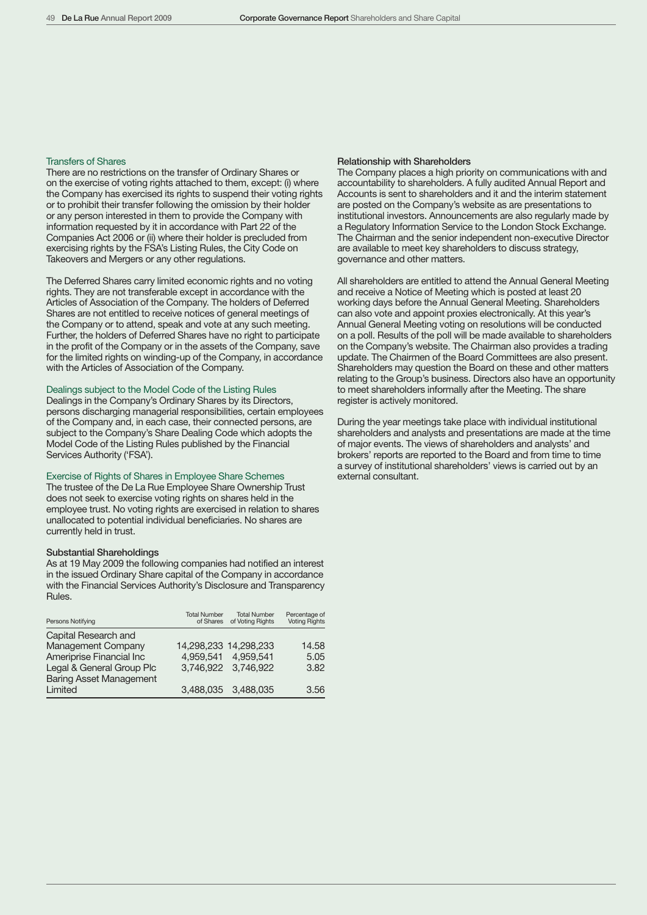### Transfers of Shares

There are no restrictions on the transfer of Ordinary Shares or on the exercise of voting rights attached to them, except: (i) where the Company has exercised its rights to suspend their voting rights or to prohibit their transfer following the omission by their holder or any person interested in them to provide the Company with information requested by it in accordance with Part 22 of the Companies Act 2006 or (ii) where their holder is precluded from exercising rights by the FSA's Listing Rules, the City Code on Takeovers and Mergers or any other regulations.

The Deferred Shares carry limited economic rights and no voting rights. They are not transferable except in accordance with the Articles of Association of the Company. The holders of Deferred Shares are not entitled to receive notices of general meetings of the Company or to attend, speak and vote at any such meeting. Further, the holders of Deferred Shares have no right to participate in the profit of the Company or in the assets of the Company, save for the limited rights on winding-up of the Company, in accordance with the Articles of Association of the Company.

### Dealings subject to the Model Code of the Listing Rules

Dealings in the Company's Ordinary Shares by its Directors, persons discharging managerial responsibilities, certain employees of the Company and, in each case, their connected persons, are subject to the Company's Share Dealing Code which adopts the Model Code of the Listing Rules published by the Financial Services Authority ('FSA').

### Exercise of Rights of Shares in Employee Share Schemes

The trustee of the De La Rue Employee Share Ownership Trust does not seek to exercise voting rights on shares held in the employee trust. No voting rights are exercised in relation to shares unallocated to potential individual beneficiaries. No shares are currently held in trust.

### Substantial Shareholdings

As at 19 May 2009 the following companies had notified an interest in the issued Ordinary Share capital of the Company in accordance with the Financial Services Authority's Disclosure and Transparency Rules.

| Persons Notifying | Total Number of Shares | Total Number of Voting Rights | Percentage of Voting Rights |
|---|---|---|---|
| Capital Research and Management Company | 14,298,233 | 14,298,233 | 14.58 |
| Ameriprise Financial Inc | 4,959,541 | 4,959,541 | 5.05 |
| Legal & General Group Plc | 3,746,922 | 3,746,922 | 3.82 |
| Baring Asset Management Limited | 3,488,035 | 3,488,035 | 3.56 |

### Relationship with Shareholders

The Company places a high priority on communications with and accountability to shareholders. A fully audited Annual Report and Accounts is sent to shareholders and it and the interim statement are posted on the Company's website as are presentations to institutional investors. Announcements are also regularly made by a Regulatory Information Service to the London Stock Exchange. The Chairman and the senior independent non-executive Director are available to meet key shareholders to discuss strategy, governance and other matters.

All shareholders are entitled to attend the Annual General Meeting and receive a Notice of Meeting which is posted at least 20 working days before the Annual General Meeting. Shareholders can also vote and appoint proxies electronically. At this year's Annual General Meeting voting on resolutions will be conducted on a poll. Results of the poll will be made available to shareholders on the Company's website. The Chairman also provides a trading update. The Chairmen of the Board Committees are also present. Shareholders may question the Board on these and other matters relating to the Group's business. Directors also have an opportunity to meet shareholders informally after the Meeting. The share register is actively monitored.

During the year meetings take place with individual institutional shareholders and analysts and presentations are made at the time of major events. The views of shareholders and analysts' and brokers' reports are reported to the Board and from time to time a survey of institutional shareholders' views is carried out by an external consultant.